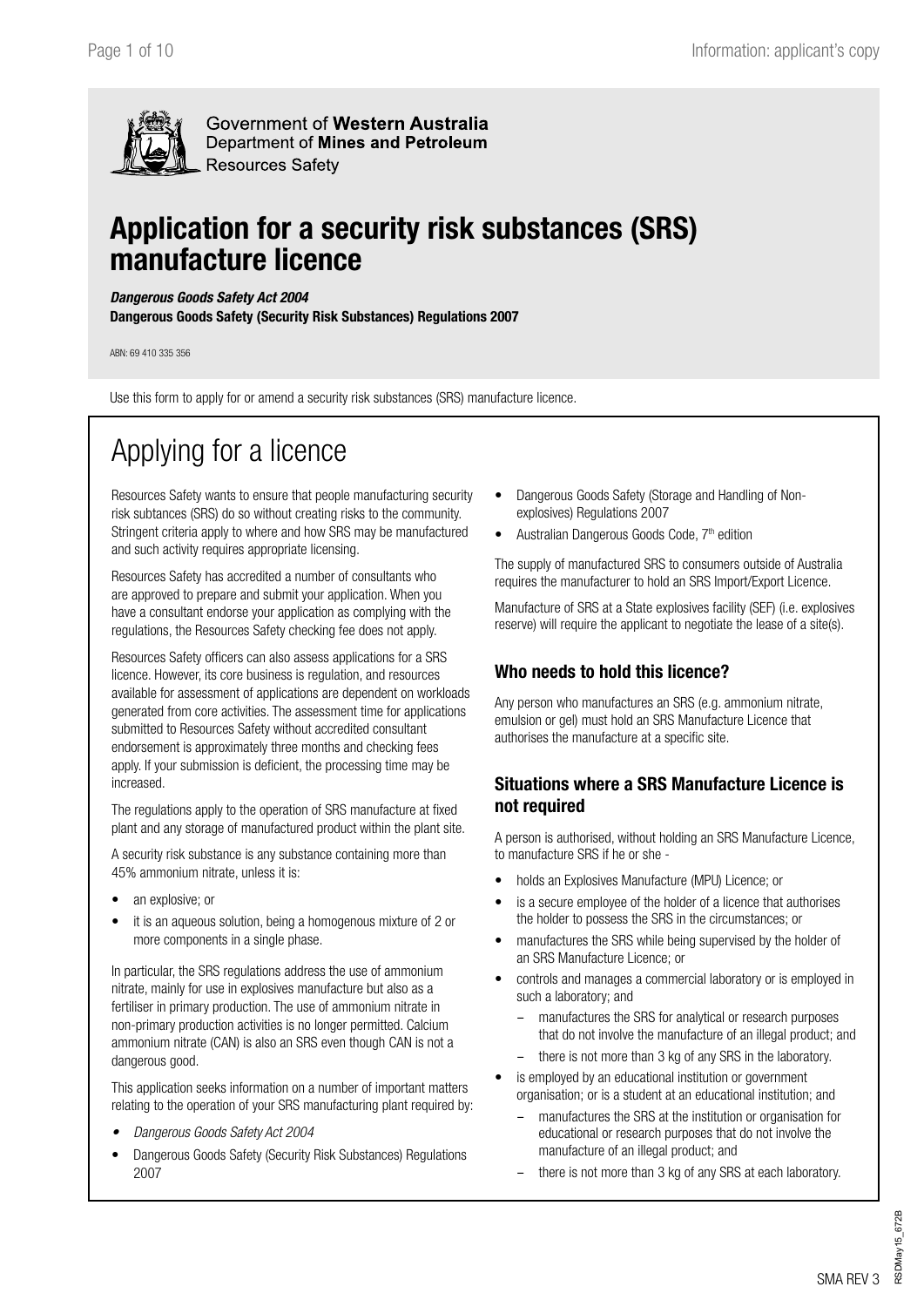Government of **Western Australia**
Department of **Mines and Petroleum**
Resources Safety

# Application for a security risk substances (SRS) manufacture licence

***Dangerous Goods Safety Act 2004***
**Dangerous Goods Safety (Security Risk Substances) Regulations 2007**

ABN: 69 410 335 356

Use this form to apply for or amend a security risk substances (SRS) manufacture licence.

## Applying for a licence

Resources Safety wants to ensure that people manufacturing security risk subtances (SRS) do so without creating risks to the community. Stringent criteria apply to where and how SRS may be manufactured and such activity requires appropriate licensing.

Resources Safety has accredited a number of consultants who are approved to prepare and submit your application. When you have a consultant endorse your application as complying with the regulations, the Resources Safety checking fee does not apply.

Resources Safety officers can also assess applications for a SRS licence. However, its core business is regulation, and resources available for assessment of applications are dependent on workloads generated from core activities. The assessment time for applications submitted to Resources Safety without accredited consultant endorsement is approximately three months and checking fees apply. If your submission is deficient, the processing time may be increased.

The regulations apply to the operation of SRS manufacture at fixed plant and any storage of manufactured product within the plant site.

A security risk substance is any substance containing more than 45% ammonium nitrate, unless it is:

- an explosive; or
- it is an aqueous solution, being a homogenous mixture of 2 or more components in a single phase.

In particular, the SRS regulations address the use of ammonium nitrate, mainly for use in explosives manufacture but also as a fertiliser in primary production. The use of ammonium nitrate in non-primary production activities is no longer permitted. Calcium ammonium nitrate (CAN) is also an SRS even though CAN is not a dangerous good.

This application seeks information on a number of important matters relating to the operation of your SRS manufacturing plant required by:

- *Dangerous Goods Safety Act 2004*
- Dangerous Goods Safety (Security Risk Substances) Regulations 2007
- Dangerous Goods Safety (Storage and Handling of Non-explosives) Regulations 2007
- Australian Dangerous Goods Code, 7th edition

The supply of manufactured SRS to consumers outside of Australia requires the manufacturer to hold an SRS Import/Export Licence.

Manufacture of SRS at a State explosives facility (SEF) (i.e. explosives reserve) will require the applicant to negotiate the lease of a site(s).

### Who needs to hold this licence?

Any person who manufactures an SRS (e.g. ammonium nitrate, emulsion or gel) must hold an SRS Manufacture Licence that authorises the manufacture at a specific site.

### Situations where a SRS Manufacture Licence is not required

A person is authorised, without holding an SRS Manufacture Licence, to manufacture SRS if he or she -

- holds an Explosives Manufacture (MPU) Licence; or
- is a secure employee of the holder of a licence that authorises the holder to possess the SRS in the circumstances; or
- manufactures the SRS while being supervised by the holder of an SRS Manufacture Licence; or
- controls and manages a commercial laboratory or is employed in such a laboratory; and
  - manufactures the SRS for analytical or research purposes that do not involve the manufacture of an illegal product; and
  - there is not more than 3 kg of any SRS in the laboratory.
- is employed by an educational institution or government organisation; or is a student at an educational institution; and
  - manufactures the SRS at the institution or organisation for educational or research purposes that do not involve the manufacture of an illegal product; and
  - there is not more than 3 kg of any SRS at each laboratory.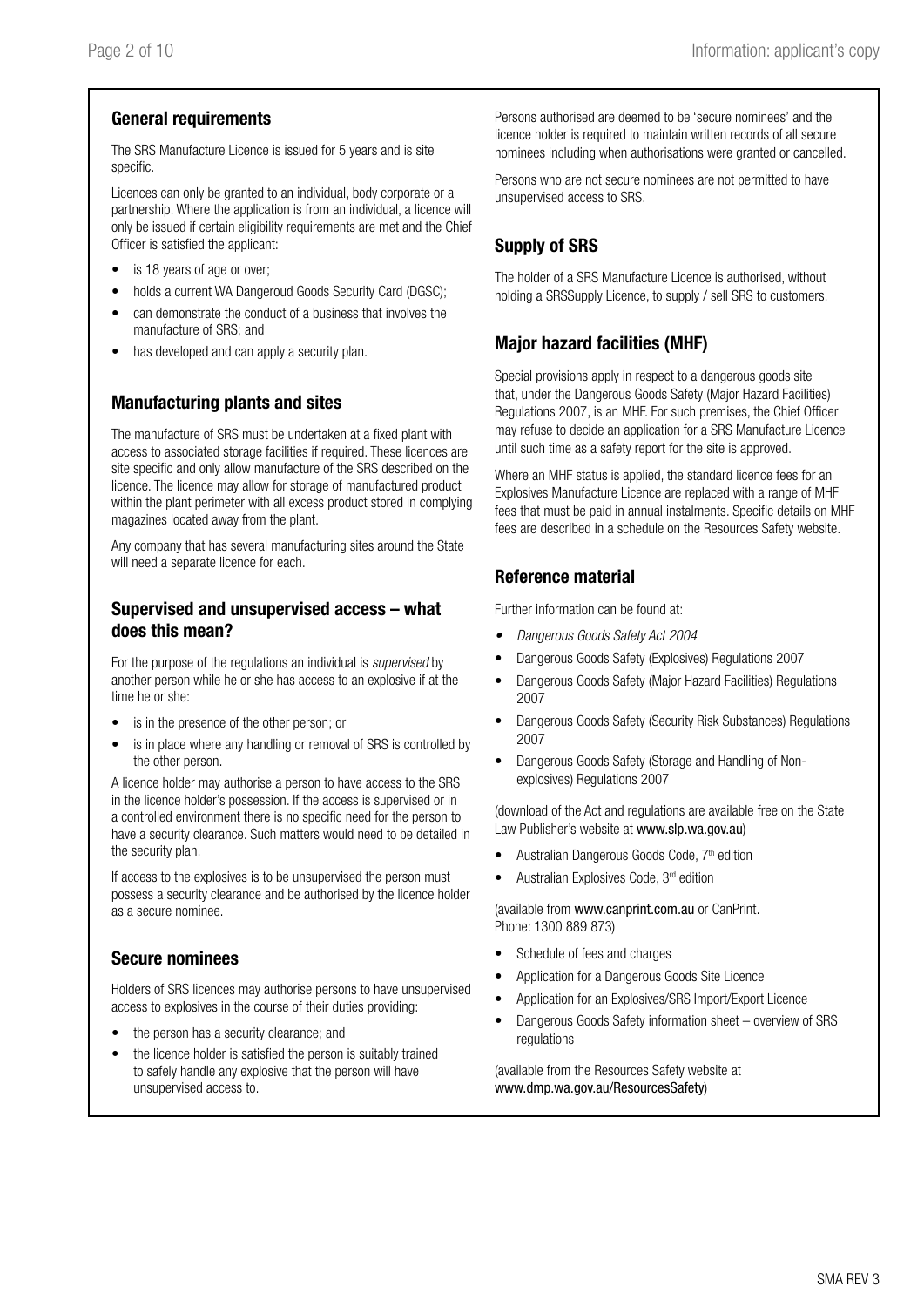## General requirements

The SRS Manufacture Licence is issued for 5 years and is site specific.

Licences can only be granted to an individual, body corporate or a partnership. Where the application is from an individual, a licence will only be issued if certain eligibility requirements are met and the Chief Officer is satisfied the applicant:

- is 18 years of age or over;
- holds a current WA Dangeroud Goods Security Card (DGSC);
- can demonstrate the conduct of a business that involves the manufacture of SRS; and
- has developed and can apply a security plan.

## Manufacturing plants and sites

The manufacture of SRS must be undertaken at a fixed plant with access to associated storage facilities if required. These licences are site specific and only allow manufacture of the SRS described on the licence. The licence may allow for storage of manufactured product within the plant perimeter with all excess product stored in complying magazines located away from the plant.

Any company that has several manufacturing sites around the State will need a separate licence for each.

## Supervised and unsupervised access – what does this mean?

For the purpose of the regulations an individual is *supervised* by another person while he or she has access to an explosive if at the time he or she:

- is in the presence of the other person; or
- is in place where any handling or removal of SRS is controlled by the other person.

A licence holder may authorise a person to have access to the SRS in the licence holder's possession. If the access is supervised or in a controlled environment there is no specific need for the person to have a security clearance. Such matters would need to be detailed in the security plan.

If access to the explosives is to be unsupervised the person must possess a security clearance and be authorised by the licence holder as a secure nominee.

## Secure nominees

Holders of SRS licences may authorise persons to have unsupervised access to explosives in the course of their duties providing:

- the person has a security clearance; and
- the licence holder is satisfied the person is suitably trained to safely handle any explosive that the person will have unsupervised access to.

Persons authorised are deemed to be 'secure nominees' and the licence holder is required to maintain written records of all secure nominees including when authorisations were granted or cancelled.

Persons who are not secure nominees are not permitted to have unsupervised access to SRS.

## Supply of SRS

The holder of a SRS Manufacture Licence is authorised, without holding a SRSSupply Licence, to supply / sell SRS to customers.

## Major hazard facilities (MHF)

Special provisions apply in respect to a dangerous goods site that, under the Dangerous Goods Safety (Major Hazard Facilities) Regulations 2007, is an MHF. For such premises, the Chief Officer may refuse to decide an application for a SRS Manufacture Licence until such time as a safety report for the site is approved.

Where an MHF status is applied, the standard licence fees for an Explosives Manufacture Licence are replaced with a range of MHF fees that must be paid in annual instalments. Specific details on MHF fees are described in a schedule on the Resources Safety website.

## Reference material

Further information can be found at:

- *Dangerous Goods Safety Act 2004*
- Dangerous Goods Safety (Explosives) Regulations 2007
- Dangerous Goods Safety (Major Hazard Facilities) Regulations 2007
- Dangerous Goods Safety (Security Risk Substances) Regulations 2007
- Dangerous Goods Safety (Storage and Handling of Non-explosives) Regulations 2007

(download of the Act and regulations are available free on the State Law Publisher's website at www.slp.wa.gov.au)

- Australian Dangerous Goods Code, 7th edition
- Australian Explosives Code, 3rd edition

(available from www.canprint.com.au or CanPrint. Phone: 1300 889 873)

- Schedule of fees and charges
- Application for a Dangerous Goods Site Licence
- Application for an Explosives/SRS Import/Export Licence
- Dangerous Goods Safety information sheet – overview of SRS regulations

(available from the Resources Safety website at www.dmp.wa.gov.au/ResourcesSafety)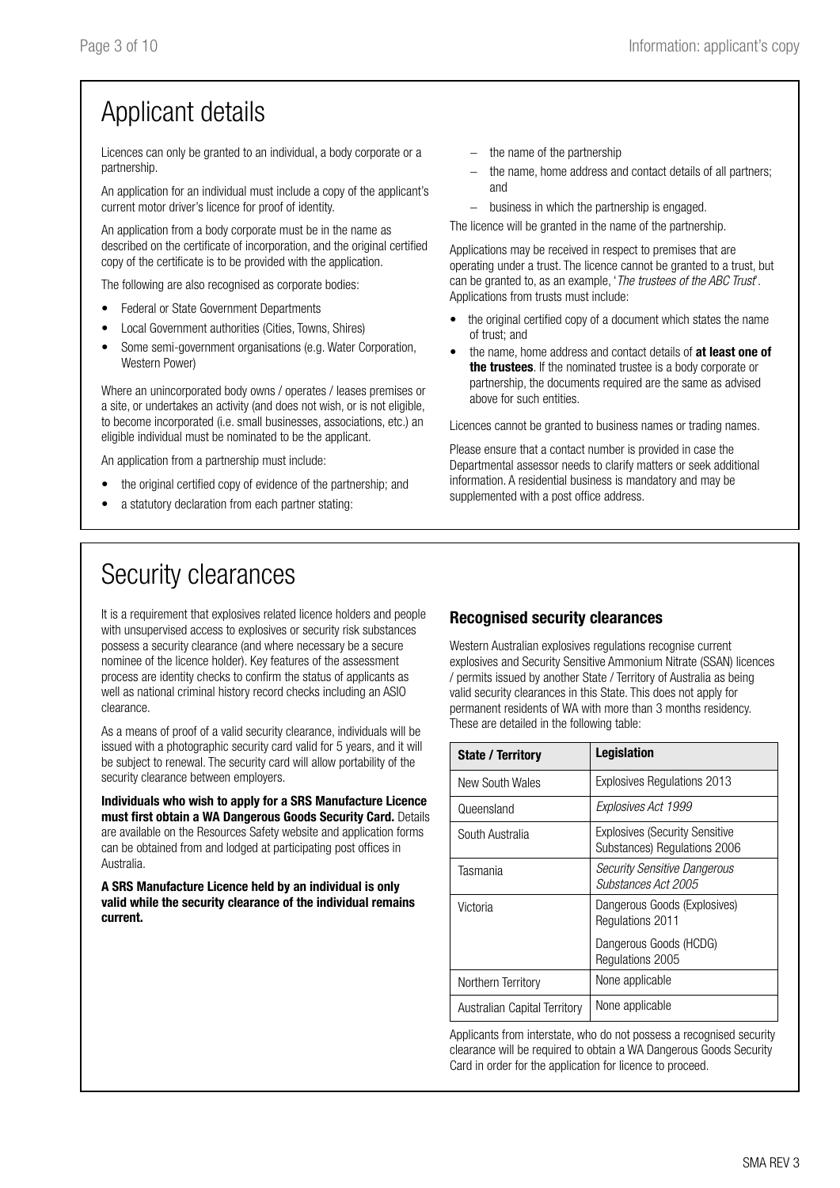# Applicant details

Licences can only be granted to an individual, a body corporate or a partnership.

An application for an individual must include a copy of the applicant's current motor driver's licence for proof of identity.

An application from a body corporate must be in the name as described on the certificate of incorporation, and the original certified copy of the certificate is to be provided with the application.

The following are also recognised as corporate bodies:

- Federal or State Government Departments
- Local Government authorities (Cities, Towns, Shires)
- Some semi-government organisations (e.g. Water Corporation, Western Power)

Where an unincorporated body owns / operates / leases premises or a site, or undertakes an activity (and does not wish, or is not eligible, to become incorporated (i.e. small businesses, associations, etc.) an eligible individual must be nominated to be the applicant.

An application from a partnership must include:

- the original certified copy of evidence of the partnership; and
- a statutory declaration from each partner stating:
  - the name of the partnership
  - the name, home address and contact details of all partners; and
  - business in which the partnership is engaged.

The licence will be granted in the name of the partnership.

Applications may be received in respect to premises that are operating under a trust. The licence cannot be granted to a trust, but can be granted to, as an example, '*The trustees of the ABC Trust*'. Applications from trusts must include:

- the original certified copy of a document which states the name of trust; and
- the name, home address and contact details of **at least one of the trustees**. If the nominated trustee is a body corporate or partnership, the documents required are the same as advised above for such entities.

Licences cannot be granted to business names or trading names.

Please ensure that a contact number is provided in case the Departmental assessor needs to clarify matters or seek additional information. A residential business is mandatory and may be supplemented with a post office address.

# Security clearances

It is a requirement that explosives related licence holders and people with unsupervised access to explosives or security risk substances possess a security clearance (and where necessary be a secure nominee of the licence holder). Key features of the assessment process are identity checks to confirm the status of applicants as well as national criminal history record checks including an ASIO clearance.

As a means of proof of a valid security clearance, individuals will be issued with a photographic security card valid for 5 years, and it will be subject to renewal. The security card will allow portability of the security clearance between employers.

**Individuals who wish to apply for a SRS Manufacture Licence must first obtain a WA Dangerous Goods Security Card.** Details are available on the Resources Safety website and application forms can be obtained from and lodged at participating post offices in Australia.

**A SRS Manufacture Licence held by an individual is only valid while the security clearance of the individual remains current.**

## Recognised security clearances

Western Australian explosives regulations recognise current explosives and Security Sensitive Ammonium Nitrate (SSAN) licences / permits issued by another State / Territory of Australia as being valid security clearances in this State. This does not apply for permanent residents of WA with more than 3 months residency. These are detailed in the following table:

| State / Territory | Legislation |
|---|---|
| New South Wales | Explosives Regulations 2013 |
| Queensland | *Explosives Act 1999* |
| South Australia | Explosives (Security Sensitive Substances) Regulations 2006 |
| Tasmania | *Security Sensitive Dangerous Substances Act 2005* |
| Victoria | Dangerous Goods (Explosives) Regulations 2011<br>Dangerous Goods (HCDG) Regulations 2005 |
| Northern Territory | None applicable |
| Australian Capital Territory | None applicable |

Applicants from interstate, who do not possess a recognised security clearance will be required to obtain a WA Dangerous Goods Security Card in order for the application for licence to proceed.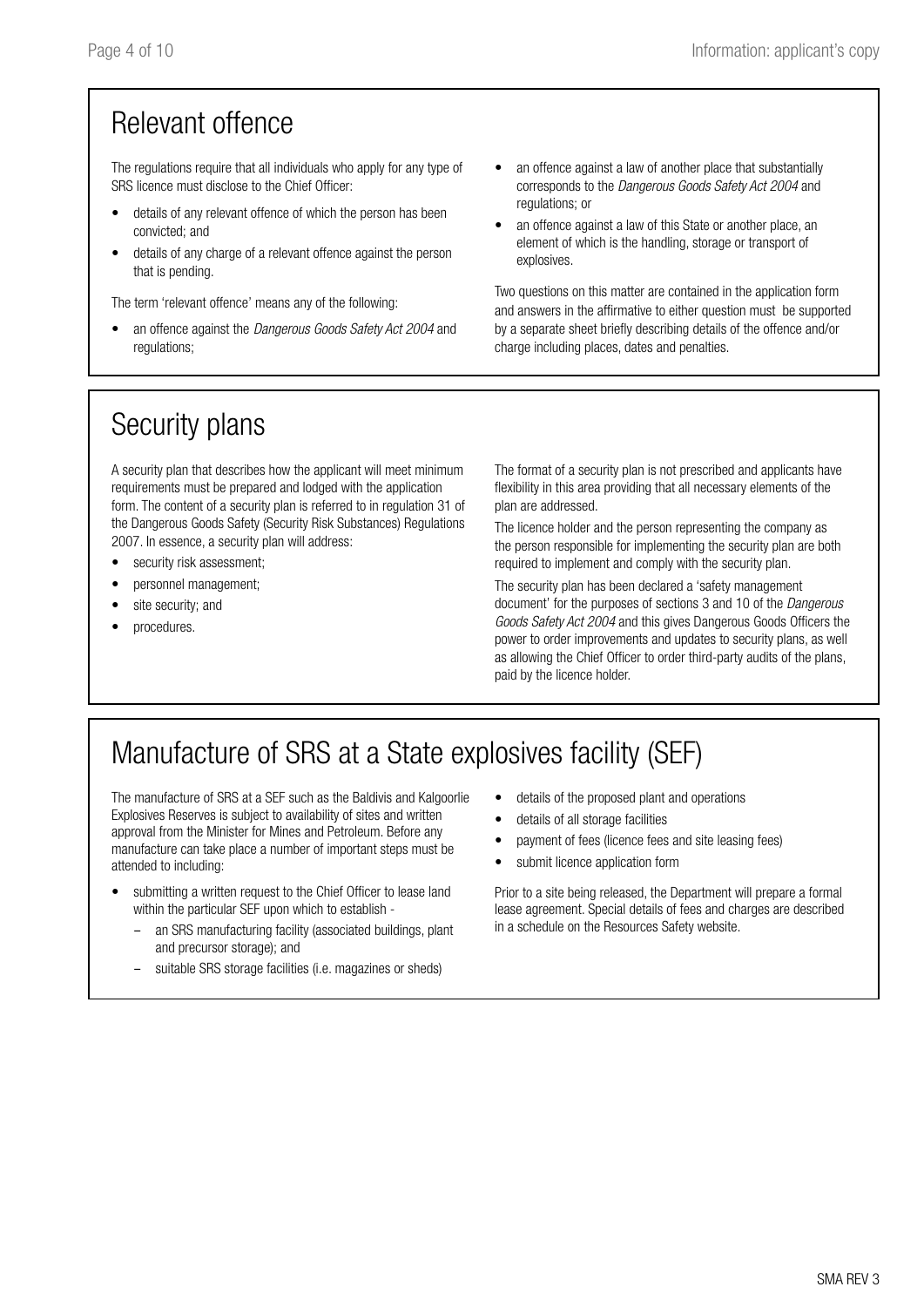## Relevant offence

The regulations require that all individuals who apply for any type of SRS licence must disclose to the Chief Officer:

- details of any relevant offence of which the person has been convicted; and
- details of any charge of a relevant offence against the person that is pending.

The term 'relevant offence' means any of the following:

- an offence against the *Dangerous Goods Safety Act 2004* and regulations;
- an offence against a law of another place that substantially corresponds to the *Dangerous Goods Safety Act 2004* and regulations; or
- an offence against a law of this State or another place, an element of which is the handling, storage or transport of explosives.

Two questions on this matter are contained in the application form and answers in the affirmative to either question must be supported by a separate sheet briefly describing details of the offence and/or charge including places, dates and penalties.

## Security plans

A security plan that describes how the applicant will meet minimum requirements must be prepared and lodged with the application form. The content of a security plan is referred to in regulation 31 of the Dangerous Goods Safety (Security Risk Substances) Regulations 2007. In essence, a security plan will address:

- security risk assessment;
- personnel management;
- site security; and
- procedures.

The format of a security plan is not prescribed and applicants have flexibility in this area providing that all necessary elements of the plan are addressed.

The licence holder and the person representing the company as the person responsible for implementing the security plan are both required to implement and comply with the security plan.

The security plan has been declared a 'safety management document' for the purposes of sections 3 and 10 of the *Dangerous Goods Safety Act 2004* and this gives Dangerous Goods Officers the power to order improvements and updates to security plans, as well as allowing the Chief Officer to order third-party audits of the plans, paid by the licence holder.

## Manufacture of SRS at a State explosives facility (SEF)

The manufacture of SRS at a SEF such as the Baldivis and Kalgoorlie Explosives Reserves is subject to availability of sites and written approval from the Minister for Mines and Petroleum. Before any manufacture can take place a number of important steps must be attended to including:

- submitting a written request to the Chief Officer to lease land within the particular SEF upon which to establish -
  - an SRS manufacturing facility (associated buildings, plant and precursor storage); and
  - suitable SRS storage facilities (i.e. magazines or sheds)
- details of the proposed plant and operations
- details of all storage facilities
- payment of fees (licence fees and site leasing fees)
- submit licence application form

Prior to a site being released, the Department will prepare a formal lease agreement. Special details of fees and charges are described in a schedule on the Resources Safety website.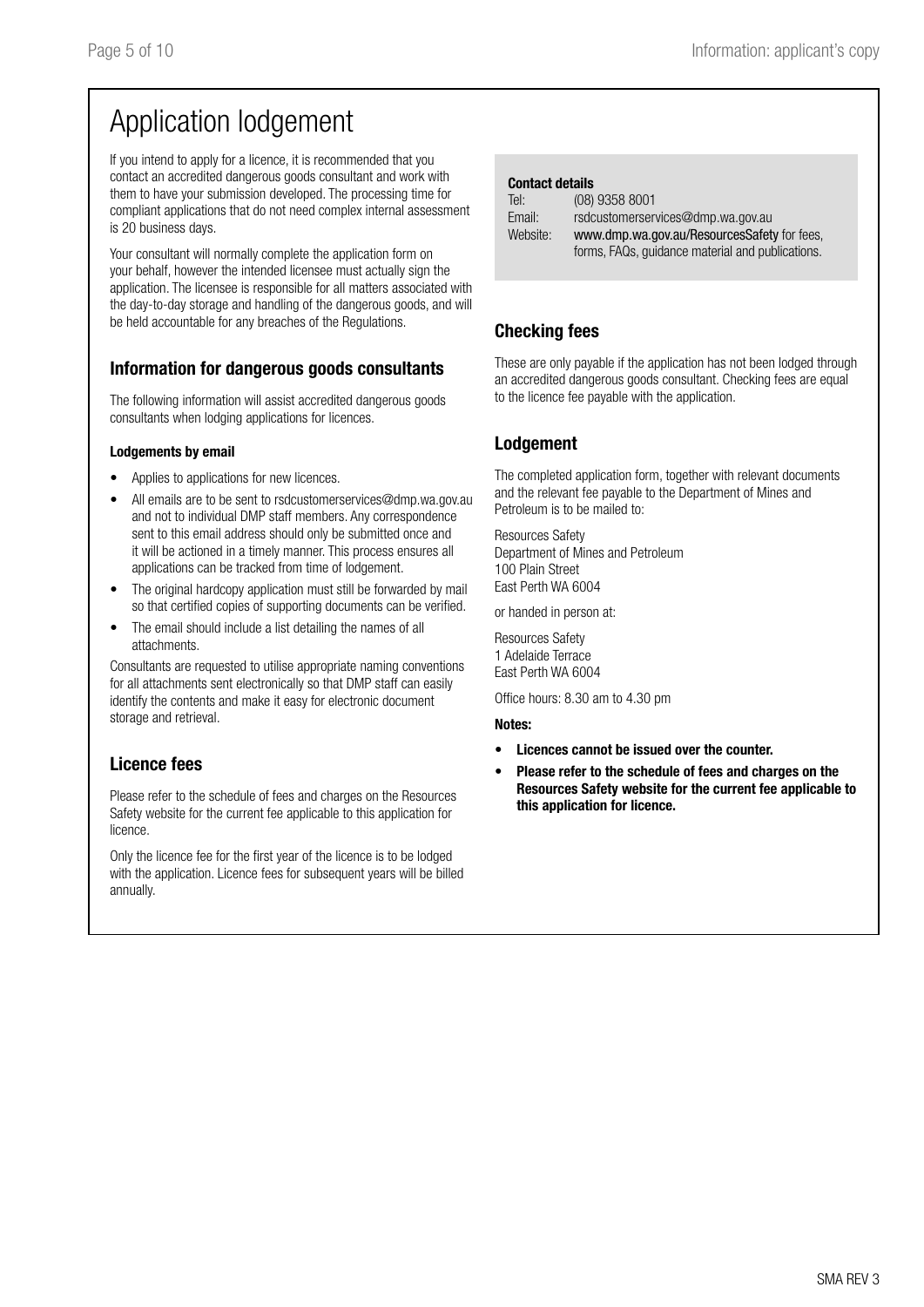# Application lodgement

If you intend to apply for a licence, it is recommended that you contact an accredited dangerous goods consultant and work with them to have your submission developed. The processing time for compliant applications that do not need complex internal assessment is 20 business days.

Your consultant will normally complete the application form on your behalf, however the intended licensee must actually sign the application. The licensee is responsible for all matters associated with the day-to-day storage and handling of the dangerous goods, and will be held accountable for any breaches of the Regulations.

## Information for dangerous goods consultants

The following information will assist accredited dangerous goods consultants when lodging applications for licences.

**Lodgements by email**

- Applies to applications for new licences.
- All emails are to be sent to rsdcustomerservices@dmp.wa.gov.au and not to individual DMP staff members. Any correspondence sent to this email address should only be submitted once and it will be actioned in a timely manner. This process ensures all applications can be tracked from time of lodgement.
- The original hardcopy application must still be forwarded by mail so that certified copies of supporting documents can be verified.
- The email should include a list detailing the names of all attachments.

Consultants are requested to utilise appropriate naming conventions for all attachments sent electronically so that DMP staff can easily identify the contents and make it easy for electronic document storage and retrieval.

## Licence fees

Please refer to the schedule of fees and charges on the Resources Safety website for the current fee applicable to this application for licence.

Only the licence fee for the first year of the licence is to be lodged with the application. Licence fees for subsequent years will be billed annually.

**Contact details**

Tel: (08) 9358 8001
Email: rsdcustomerservices@dmp.wa.gov.au
Website: www.dmp.wa.gov.au/ResourcesSafety for fees, forms, FAQs, guidance material and publications.

## Checking fees

These are only payable if the application has not been lodged through an accredited dangerous goods consultant. Checking fees are equal to the licence fee payable with the application.

## Lodgement

The completed application form, together with relevant documents and the relevant fee payable to the Department of Mines and Petroleum is to be mailed to:

Resources Safety
Department of Mines and Petroleum
100 Plain Street
East Perth WA 6004

or handed in person at:

Resources Safety
1 Adelaide Terrace
East Perth WA 6004

Office hours: 8.30 am to 4.30 pm

**Notes:**

- **Licences cannot be issued over the counter.**
- **Please refer to the schedule of fees and charges on the Resources Safety website for the current fee applicable to this application for licence.**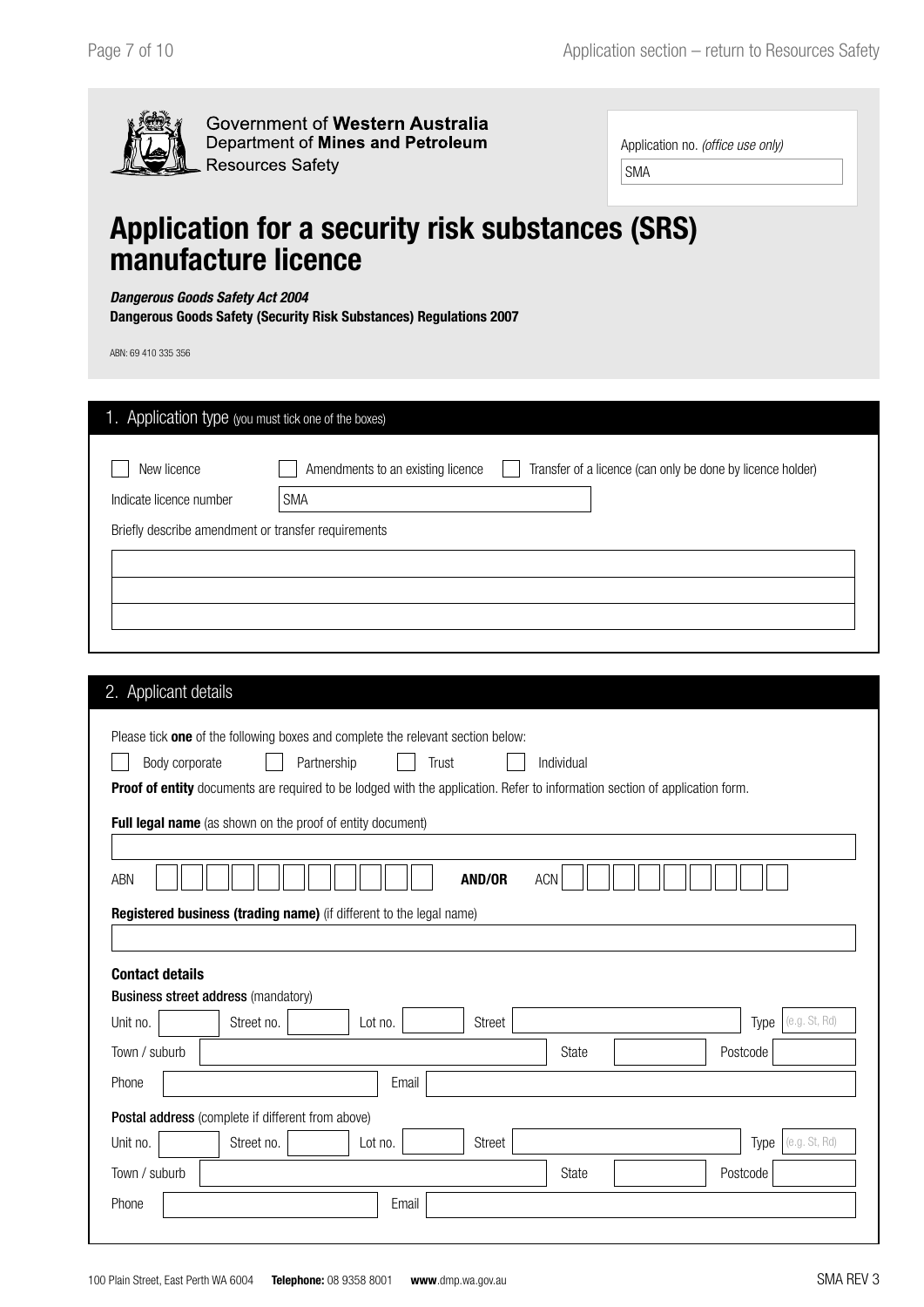Government of Western Australia
Department of **Mines and Petroleum**
Resources Safety

Application no. *(office use only)*

SMA

# Application for a security risk substances (SRS) manufacture licence

***Dangerous Goods Safety Act 2004***

**Dangerous Goods Safety (Security Risk Substances) Regulations 2007**

ABN: 69 410 335 356

## 1. Application type (you must tick one of the boxes)

☐ New licence ☐ Amendments to an existing licence ☐ Transfer of a licence (can only be done by licence holder)

Indicate licence number SMA

Briefly describe amendment or transfer requirements

## 2. Applicant details

Please tick **one** of the following boxes and complete the relevant section below:

☐ Body corporate ☐ Partnership ☐ Trust ☐ Individual

**Proof of entity** documents are required to be lodged with the application. Refer to information section of application form.

**Full legal name** (as shown on the proof of entity document)

ABN **AND/OR** ACN

**Registered business (trading name)** (if different to the legal name)

**Contact details**

**Business street address** (mandatory)

Unit no. Street no. Lot no. Street Type (e.g. St, Rd)

Town / suburb State Postcode

Phone Email

**Postal address** (complete if different from above)

Unit no. Street no. Lot no. Street Type (e.g. St, Rd)

Town / suburb State Postcode

Phone Email

100 Plain Street, East Perth WA 6004 **Telephone:** 08 9358 8001 **www**.dmp.wa.gov.au SMA REV 3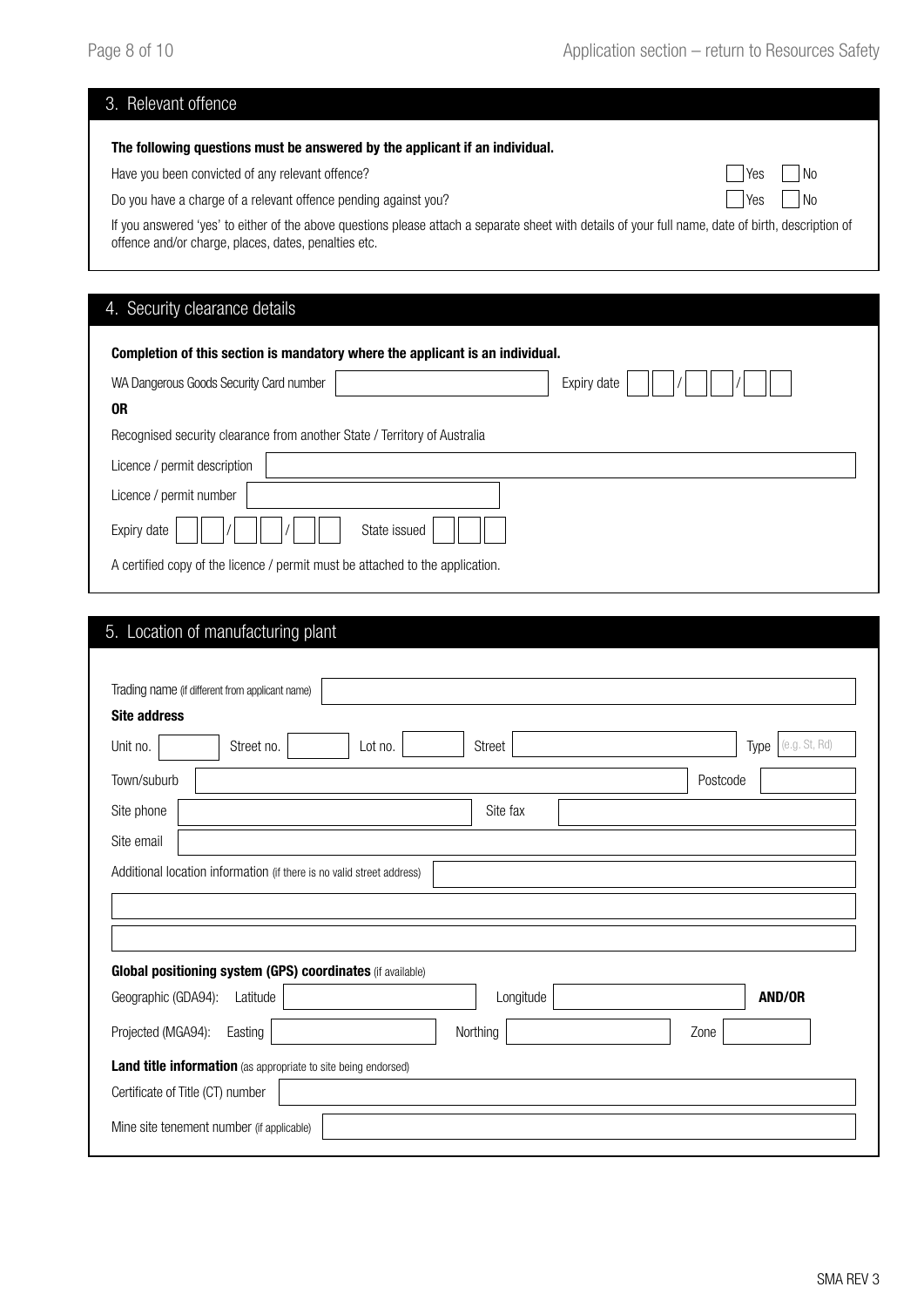## 3. Relevant offence

**The following questions must be answered by the applicant if an individual.**

Have you been convicted of any relevant offence? ☐ Yes ☐ No

Do you have a charge of a relevant offence pending against you? ☐ Yes ☐ No

If you answered 'yes' to either of the above questions please attach a separate sheet with details of your full name, date of birth, description of offence and/or charge, places, dates, penalties etc.

## 4. Security clearance details

**Completion of this section is mandatory where the applicant is an individual.**

WA Dangerous Goods Security Card number ____________ Expiry date __ __ / __ __ / __ __

**OR**

Recognised security clearance from another State / Territory of Australia

Licence / permit description ____________

Licence / permit number ____________

Expiry date __ __ / __ __ / __ __ State issued ____________

A certified copy of the licence / permit must be attached to the application.

## 5. Location of manufacturing plant

Trading name (if different from applicant name) ____________

**Site address**

Unit no. ______ Street no. ______ Lot no. ______ Street ____________ Type (e.g. St, Rd) ______

Town/suburb ____________ Postcode ______

Site phone ____________ Site fax ____________

Site email ____________

Additional location information (if there is no valid street address) ____________

____________

____________

**Global positioning system (GPS) coordinates** (if available)

Geographic (GDA94): Latitude ____________ Longitude ____________ **AND/OR**

Projected (MGA94): Easting ____________ Northing ____________ Zone ______

**Land title information** (as appropriate to site being endorsed)

Certificate of Title (CT) number ____________

Mine site tenement number (if applicable) ____________

SMA REV 3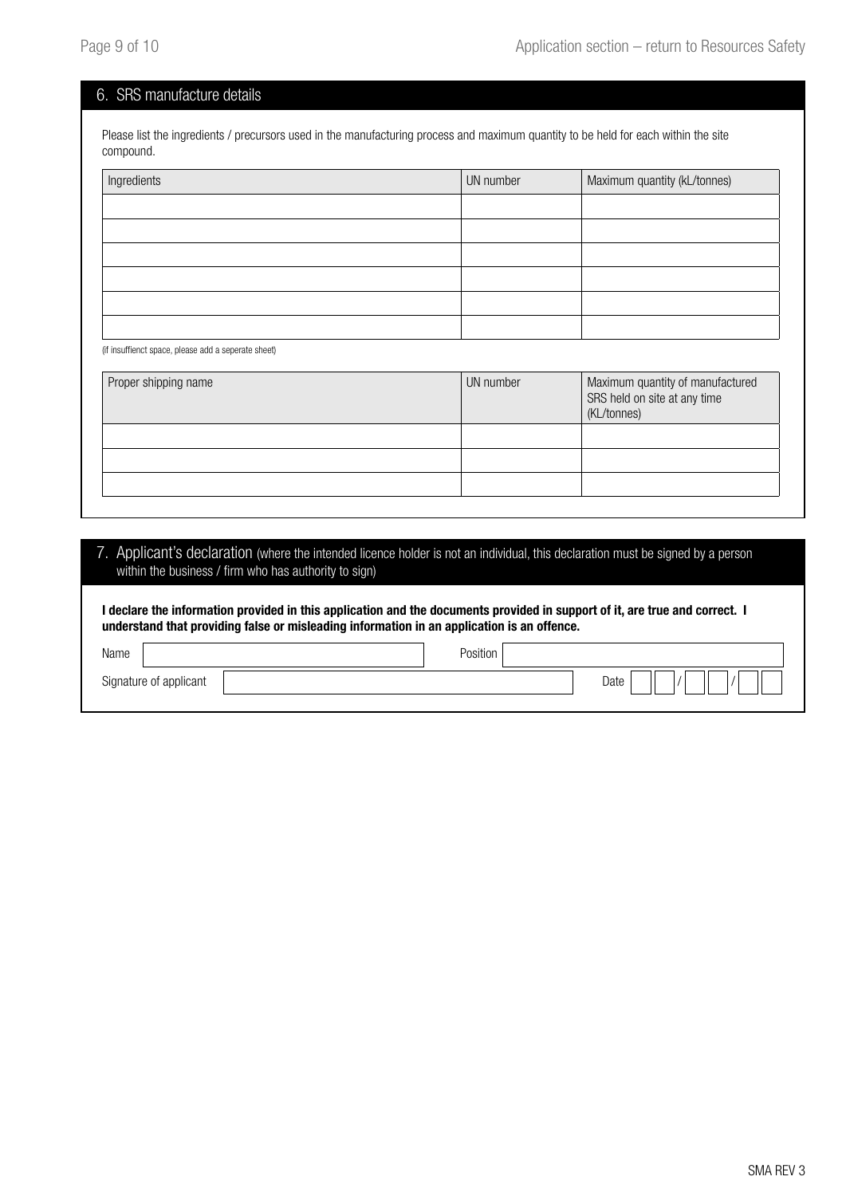## 6. SRS manufacture details

Please list the ingredients / precursors used in the manufacturing process and maximum quantity to be held for each within the site compound.

| Ingredients | UN number | Maximum quantity (kL/tonnes) |
|---|---|---|
| | | |
| | | |
| | | |
| | | |
| | | |
| | | |

(if insuffienct space, please add a seperate sheet)

| Proper shipping name | UN number | Maximum quantity of manufactured SRS held on site at any time (KL/tonnes) |
|---|---|---|
| | | |
| | | |
| | | |

## 7. Applicant's declaration (where the intended licence holder is not an individual, this declaration must be signed by a person within the business / firm who has authority to sign)

**I declare the information provided in this application and the documents provided in support of it, are true and correct. I understand that providing false or misleading information in an application is an offence.**

Name ____________________ Position ____________________

Signature of applicant ____________________ Date ___ / ___ / ___

SMA REV 3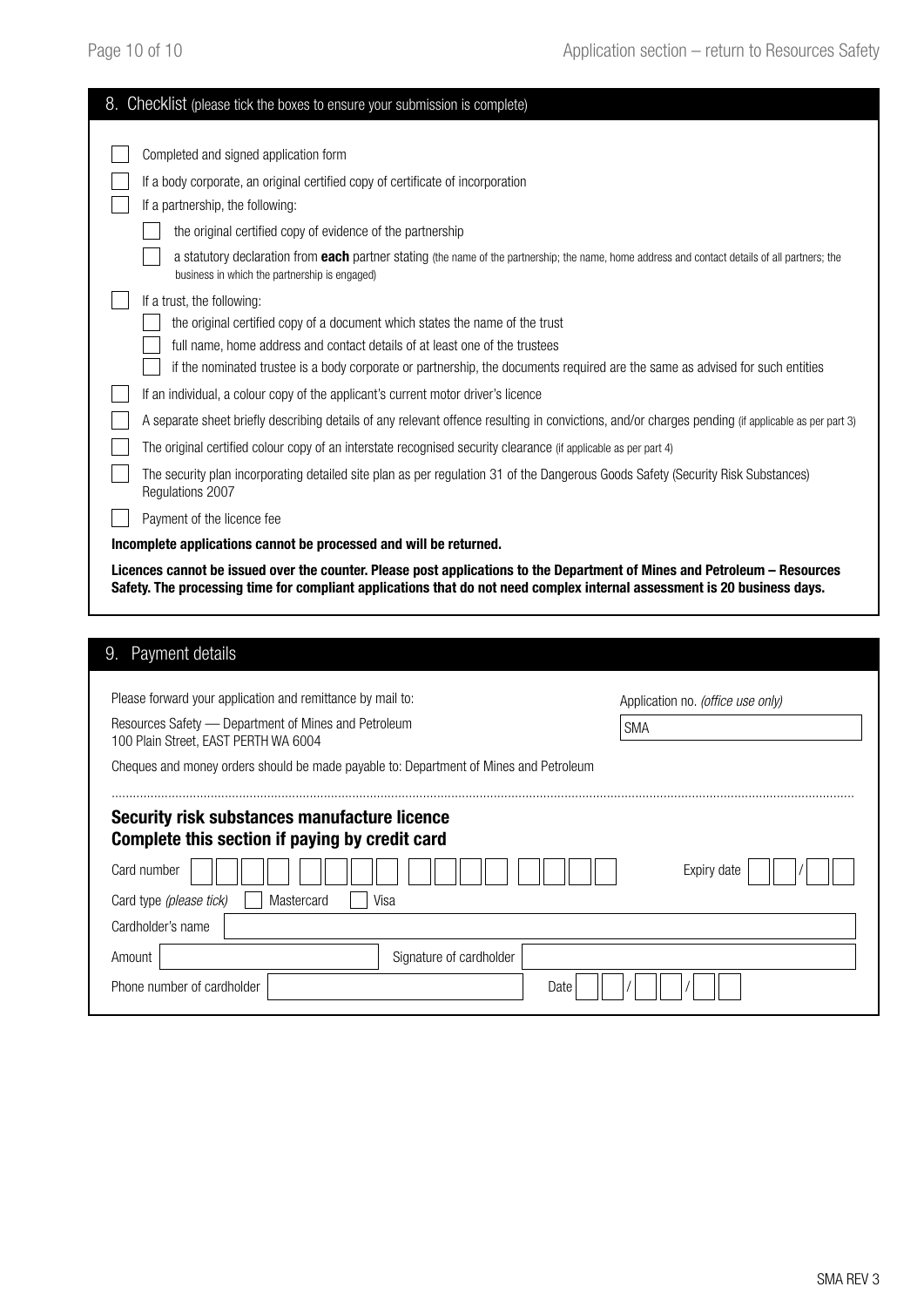## 8. Checklist (please tick the boxes to ensure your submission is complete)

- [ ] Completed and signed application form
- [ ] If a body corporate, an original certified copy of certificate of incorporation
- [ ] If a partnership, the following:
  - [ ] the original certified copy of evidence of the partnership
  - [ ] a statutory declaration from **each** partner stating (the name of the partnership; the name, home address and contact details of all partners; the business in which the partnership is engaged)
- [ ] If a trust, the following:
  - [ ] the original certified copy of a document which states the name of the trust
  - [ ] full name, home address and contact details of at least one of the trustees
  - [ ] if the nominated trustee is a body corporate or partnership, the documents required are the same as advised for such entities
- [ ] If an individual, a colour copy of the applicant's current motor driver's licence
- [ ] A separate sheet briefly describing details of any relevant offence resulting in convictions, and/or charges pending (if applicable as per part 3)
- [ ] The original certified colour copy of an interstate recognised security clearance (if applicable as per part 4)
- [ ] The security plan incorporating detailed site plan as per regulation 31 of the Dangerous Goods Safety (Security Risk Substances) Regulations 2007
- [ ] Payment of the licence fee

**Incomplete applications cannot be processed and will be returned.**

**Licences cannot be issued over the counter. Please post applications to the Department of Mines and Petroleum – Resources Safety. The processing time for compliant applications that do not need complex internal assessment is 20 business days.**

## 9. Payment details

Please forward your application and remittance by mail to:

Resources Safety — Department of Mines and Petroleum
100 Plain Street, EAST PERTH WA 6004

Application no. *(office use only)*

SMA

Cheques and money orders should be made payable to: Department of Mines and Petroleum

### Security risk substances manufacture licence
### Complete this section if paying by credit card

Card number: ____ ____ ____ ____ Expiry date: __ __ / __ __

Card type *(please tick)*: [ ] Mastercard [ ] Visa

Cardholder's name: ____________________

Amount: __________ Signature of cardholder: ____________________

Phone number of cardholder: __________ Date: __ __ / __ __ / __ __

SMA REV 3